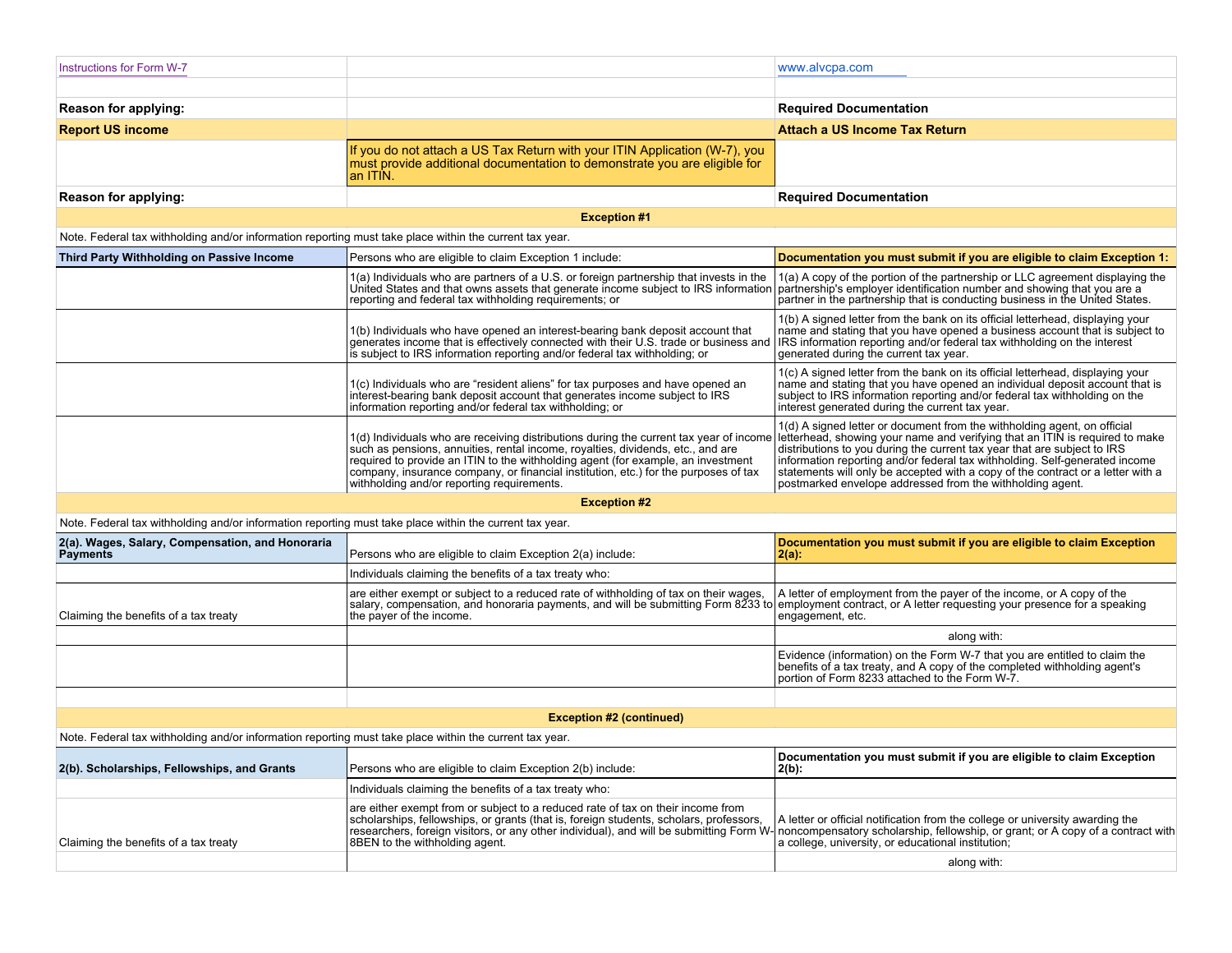| Instructions for Form W-7 | | www.alvcpa.com |
|---|---|---|
| | | |
| **Reason for applying:** | | **Required Documentation** |
| **Report US income** | | **Attach a US Income Tax Return** |
| | If you do not attach a US Tax Return with your ITIN Application (W-7), you must provide additional documentation to demonstrate you are eligible for an ITIN. | |
| **Reason for applying:** | | **Required Documentation** |
| | **Exception #1** | |
| Note. Federal tax withholding and/or information reporting must take place within the current tax year. | | |
| **Third Party Withholding on Passive Income** | Persons who are eligible to claim Exception 1 include: | **Documentation you must submit if you are eligible to claim Exception 1:** |
| | 1(a) Individuals who are partners of a U.S. or foreign partnership that invests in the United States and that owns assets that generate income subject to IRS information reporting and federal tax withholding requirements; or | 1(a) A copy of the portion of the partnership or LLC agreement displaying the partnership's employer identification number and showing that you are a partner in the partnership that is conducting business in the United States. |
| | 1(b) Individuals who have opened an interest-bearing bank deposit account that generates income that is effectively connected with their U.S. trade or business and is subject to IRS information reporting and/or federal tax withholding; or | 1(b) A signed letter from the bank on its official letterhead, displaying your name and stating that you have opened a business account that is subject to IRS information reporting and/or federal tax withholding on the interest generated during the current tax year. |
| | 1(c) Individuals who are “resident aliens” for tax purposes and have opened an interest-bearing bank deposit account that generates income subject to IRS information reporting and/or federal tax withholding; or | 1(c) A signed letter from the bank on its official letterhead, displaying your name and stating that you have opened an individual deposit account that is subject to IRS information reporting and/or federal tax withholding on the interest generated during the current tax year. |
| | 1(d) Individuals who are receiving distributions during the current tax year of income such as pensions, annuities, rental income, royalties, dividends, etc., and are required to provide an ITIN to the withholding agent (for example, an investment company, insurance company, or financial institution, etc.) for the purposes of tax withholding and/or reporting requirements. | 1(d) A signed letter or document from the withholding agent, on official letterhead, showing your name and verifying that an ITIN is required to make distributions to you during the current tax year that are subject to IRS information reporting and/or federal tax withholding. Self-generated income statements will only be accepted with a copy of the contract or a letter with a postmarked envelope addressed from the withholding agent. |
| | **Exception #2** | |
| Note. Federal tax withholding and/or information reporting must take place within the current tax year. | | |
| **2(a). Wages, Salary, Compensation, and Honoraria Payments** | Persons who are eligible to claim Exception 2(a) include: | **Documentation you must submit if you are eligible to claim Exception 2(a):** |
| | Individuals claiming the benefits of a tax treaty who: | |
| Claiming the benefits of a tax treaty | are either exempt or subject to a reduced rate of withholding of tax on their wages, salary, compensation, and honoraria payments, and will be submitting Form 8233 to the payer of the income. | A letter of employment from the payer of the income, or A copy of the employment contract, or A letter requesting your presence for a speaking engagement, etc. |
| | | along with: |
| | | Evidence (information) on the Form W-7 that you are entitled to claim the benefits of a tax treaty, and A copy of the completed withholding agent's portion of Form 8233 attached to the Form W-7. |
| | | |
| | **Exception #2 (continued)** | |
| Note. Federal tax withholding and/or information reporting must take place within the current tax year. | | |
| **2(b). Scholarships, Fellowships, and Grants** | Persons who are eligible to claim Exception 2(b) include: | **Documentation you must submit if you are eligible to claim Exception 2(b):** |
| | Individuals claiming the benefits of a tax treaty who: | |
| Claiming the benefits of a tax treaty | are either exempt from or subject to a reduced rate of tax on their income from scholarships, fellowships, or grants (that is, foreign students, scholars, professors, researchers, foreign visitors, or any other individual), and will be submitting Form W-8BEN to the withholding agent. | A letter or official notification from the college or university awarding the noncompensatory scholarship, fellowship, or grant; or A copy of a contract with a college, university, or educational institution; |
| | | along with: |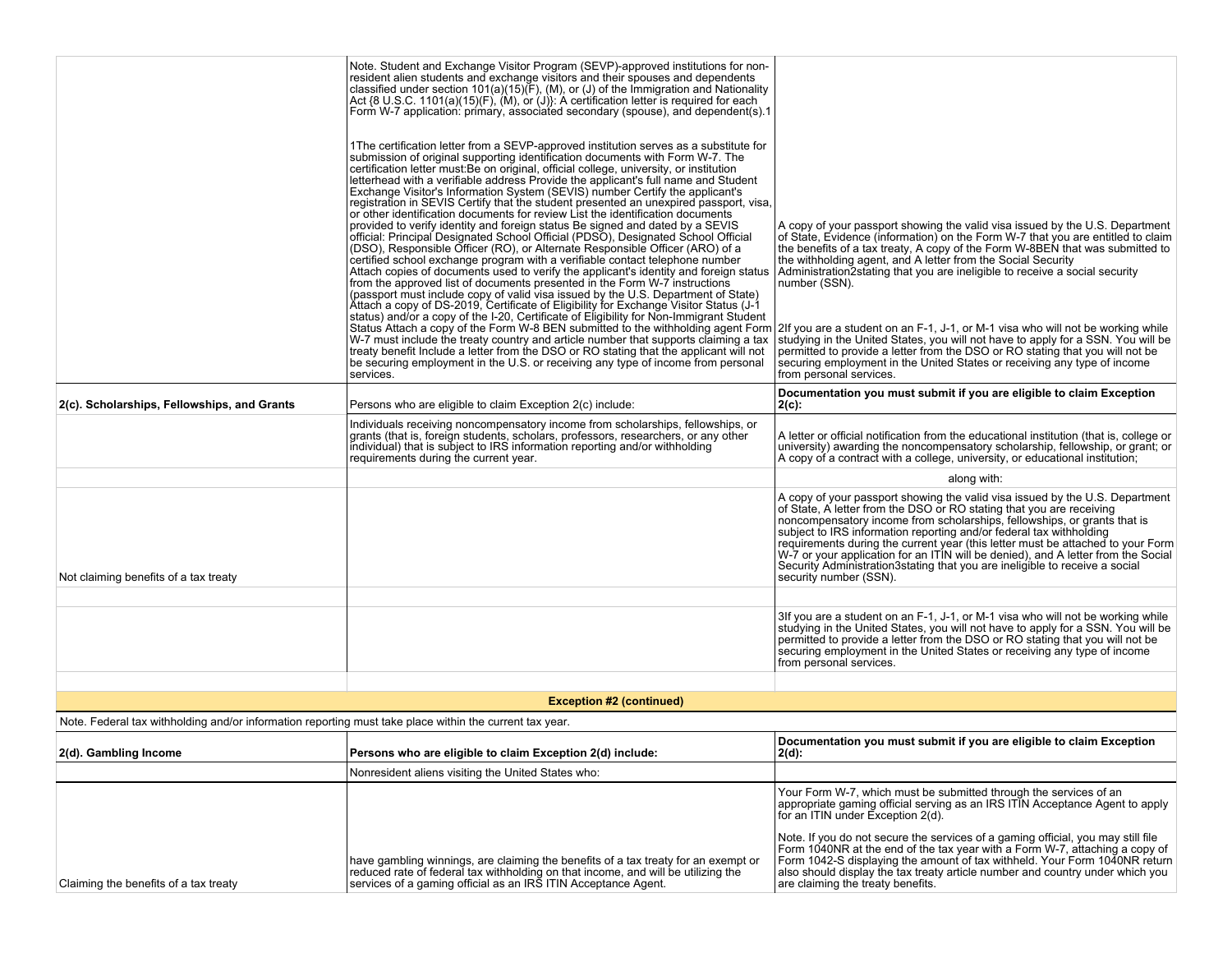| | | |
|---|---|---|
| | Note. Student and Exchange Visitor Program (SEVP)-approved institutions for non-resident alien students and exchange visitors and their spouses and dependents classified under section 101(a)(15)(F), (M), or (J) of the Immigration and Nationality Act {8 U.S.C. 1101(a)(15)(F), (M), or (J)}: A certification letter is required for each Form W-7 application: primary, associated secondary (spouse), and dependent(s).1<br><br>1The certification letter from a SEVP-approved institution serves as a substitute for submission of original supporting identification documents with Form W-7. The certification letter must:Be on original, official college, university, or institution letterhead with a verifiable address Provide the applicant's full name and Student Exchange Visitor's Information System (SEVIS) number Certify the applicant's registration in SEVIS Certify that the student presented an unexpired passport, visa, or other identification documents for review List the identification documents provided to verify identity and foreign status Be signed and dated by a SEVIS official: Principal Designated School Official (PDSO), Designated School Official (DSO), Responsible Officer (RO), or Alternate Responsible Officer (ARO) of a certified school exchange program with a verifiable contact telephone number Attach copies of documents used to verify the applicant's identity and foreign status from the approved list of documents presented in the Form W-7 instructions (passport must include copy of valid visa issued by the U.S. Department of State) Attach a copy of DS-2019, Certificate of Eligibility for Exchange Visitor Status (J-1 status) and/or a copy of the I-20, Certificate of Eligibility for Non-Immigrant Student Status Attach a copy of the Form W-8 BEN submitted to the withholding agent Form W-7 must include the treaty country and article number that supports claiming a tax treaty benefit Include a letter from the DSO or RO stating that the applicant will not be securing employment in the U.S. or receiving any type of income from personal services. | A copy of your passport showing the valid visa issued by the U.S. Department of State, Evidence (information) on the Form W-7 that you are entitled to claim the benefits of a tax treaty, A copy of the Form W-8BEN that was submitted to the withholding agent, and A letter from the Social Security Administration2stating that you are ineligible to receive a social security number (SSN).<br><br>2If you are a student on an F-1, J-1, or M-1 visa who will not be working while studying in the United States, you will not have to apply for a SSN. You will be permitted to provide a letter from the DSO or RO stating that you will not be securing employment in the United States or receiving any type of income from personal services. |
| **2(c). Scholarships, Fellowships, and Grants** | Persons who are eligible to claim Exception 2(c) include: | **Documentation you must submit if you are eligible to claim Exception 2(c):** |
| | Individuals receiving noncompensatory income from scholarships, fellowships, or grants (that is, foreign students, scholars, professors, researchers, or any other individual) that is subject to IRS information reporting and/or withholding requirements during the current year. | A letter or official notification from the educational institution (that is, college or university) awarding the noncompensatory scholarship, fellowship, or grant; or A copy of a contract with a college, university, or educational institution; |
| | | along with: |
| Not claiming benefits of a tax treaty | | A copy of your passport showing the valid visa issued by the U.S. Department of State, A letter from the DSO or RO stating that you are receiving noncompensatory income from scholarships, fellowships, or grants that is subject to IRS information reporting and/or federal tax withholding requirements during the current year (this letter must be attached to your Form W-7 or your application for an ITIN will be denied), and A letter from the Social Security Administration3stating that you are ineligible to receive a social security number (SSN). |
| | | |
| | | 3If you are a student on an F-1, J-1, or M-1 visa who will not be working while studying in the United States, you will not have to apply for a SSN. You will be permitted to provide a letter from the DSO or RO stating that you will not be securing employment in the United States or receiving any type of income from personal services. |
| | | |
| **Exception #2 (continued)** | | |
| Note. Federal tax withholding and/or information reporting must take place within the current tax year. | | |
| **2(d). Gambling Income** | **Persons who are eligible to claim Exception 2(d) include:** | **Documentation you must submit if you are eligible to claim Exception 2(d):** |
| | Nonresident aliens visiting the United States who: | |
| Claiming the benefits of a tax treaty | have gambling winnings, are claiming the benefits of a tax treaty for an exempt or reduced rate of federal tax withholding on that income, and will be utilizing the services of a gaming official as an IRS ITIN Acceptance Agent. | Your Form W-7, which must be submitted through the services of an appropriate gaming official serving as an IRS ITIN Acceptance Agent to apply for an ITIN under Exception 2(d).<br><br>Note. If you do not secure the services of a gaming official, you may still file Form 1040NR at the end of the tax year with a Form W-7, attaching a copy of Form 1042-S displaying the amount of tax withheld. Your Form 1040NR return also should display the tax treaty article number and country under which you are claiming the treaty benefits. |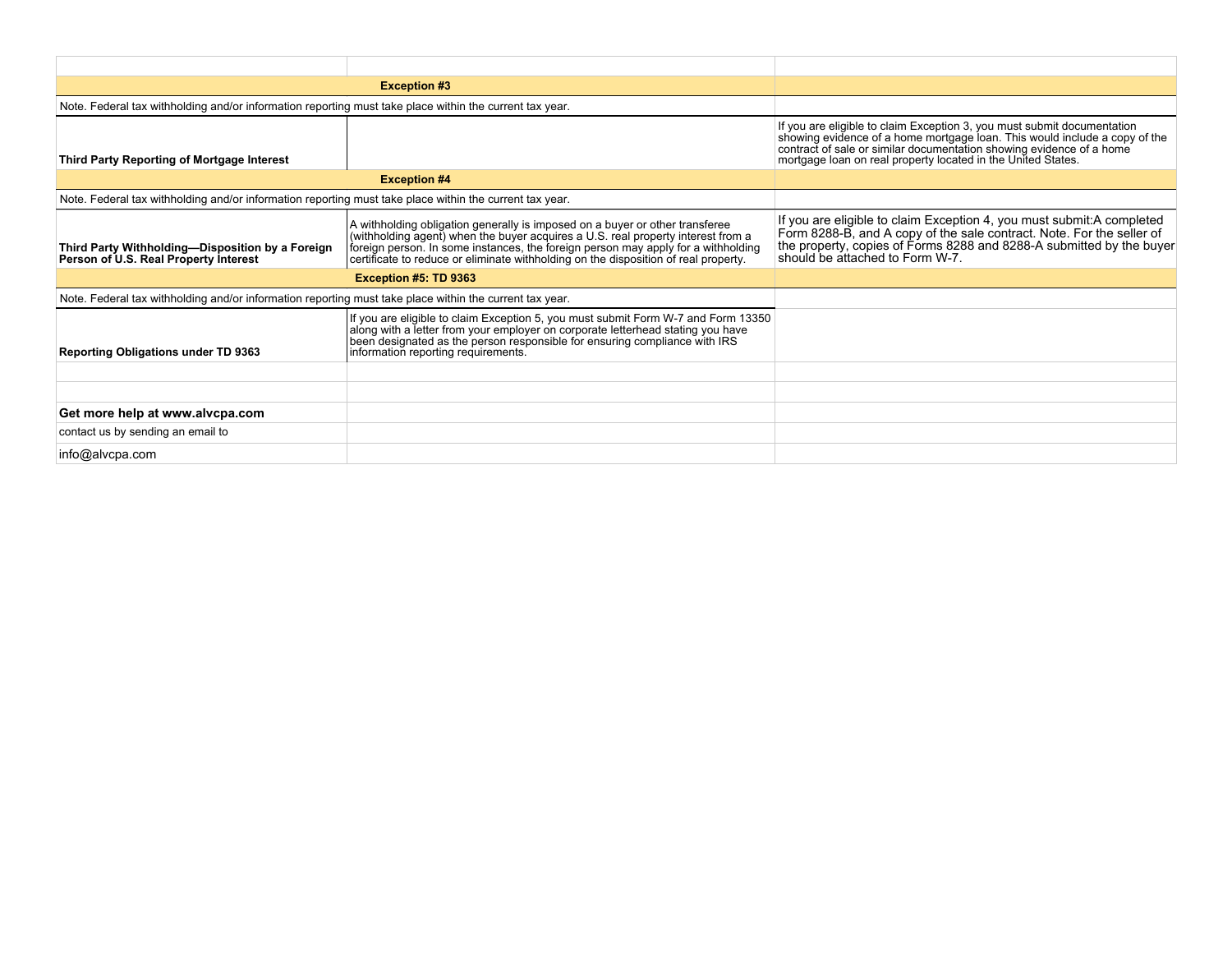| | | |
|---|---|---|
| | | |
| **Exception #3** | | |
| Note. Federal tax withholding and/or information reporting must take place within the current tax year. | | |
| **Third Party Reporting of Mortgage Interest** | | If you are eligible to claim Exception 3, you must submit documentation showing evidence of a home mortgage loan. This would include a copy of the contract of sale or similar documentation showing evidence of a home mortgage loan on real property located in the United States. |
| **Exception #4** | | |
| Note. Federal tax withholding and/or information reporting must take place within the current tax year. | | |
| **Third Party Withholding—Disposition by a Foreign Person of U.S. Real Property Interest** | A withholding obligation generally is imposed on a buyer or other transferee (withholding agent) when the buyer acquires a U.S. real property interest from a foreign person. In some instances, the foreign person may apply for a withholding certificate to reduce or eliminate withholding on the disposition of real property. | If you are eligible to claim Exception 4, you must submit:A completed Form 8288-B, and A copy of the sale contract. Note. For the seller of the property, copies of Forms 8288 and 8288-A submitted by the buyer should be attached to Form W-7. |
| **Exception #5: TD 9363** | | |
| Note. Federal tax withholding and/or information reporting must take place within the current tax year. | | |
| **Reporting Obligations under TD 9363** | If you are eligible to claim Exception 5, you must submit Form W-7 and Form 13350 along with a letter from your employer on corporate letterhead stating you have been designated as the person responsible for ensuring compliance with IRS information reporting requirements. | |
| | | |
| | | |
| **Get more help at www.alvcpa.com** | | |
| contact us by sending an email to | | |
| info@alvcpa.com | | |